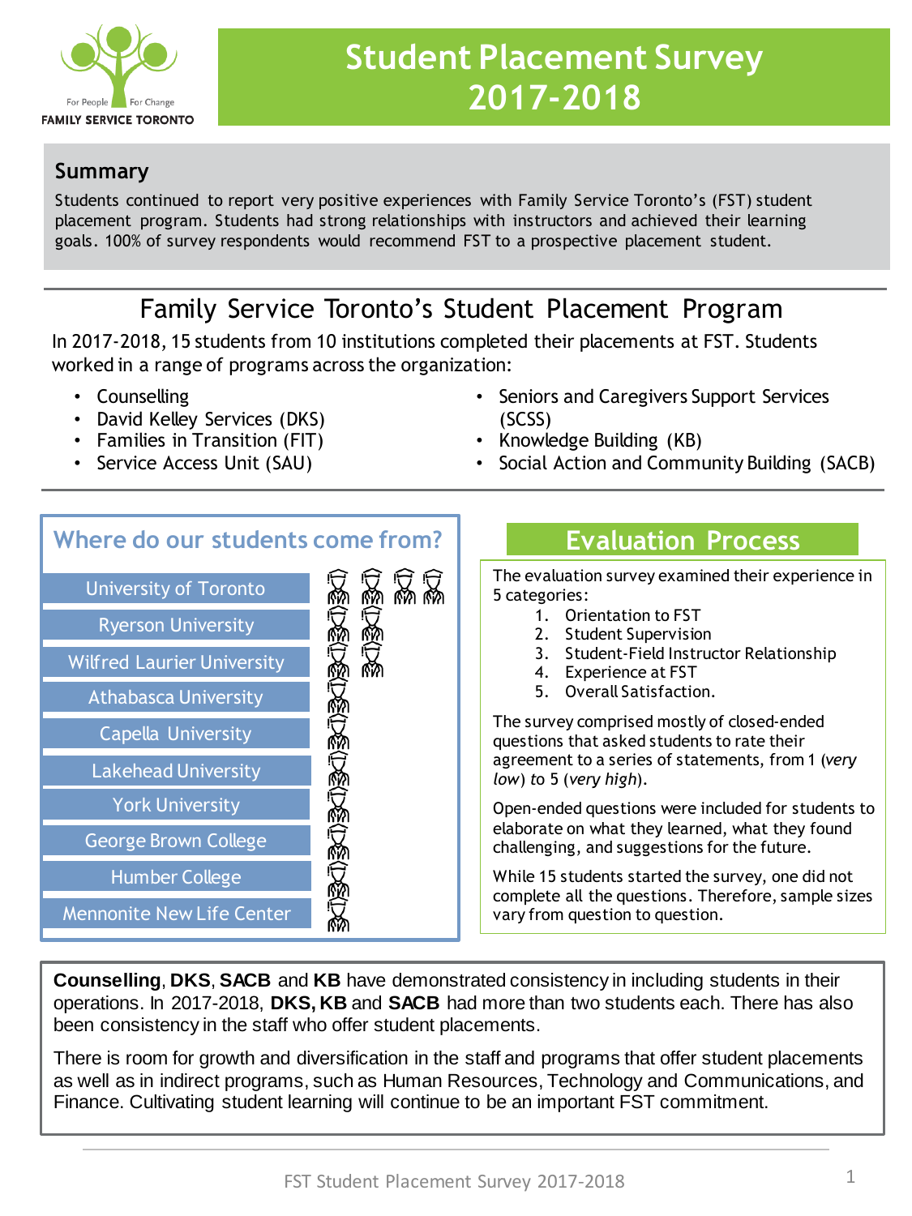# Student Placement Survey 2017-2018

For People For Change
FAMILY SERVICE TORONTO

## Summary

Students continued to report very positive experiences with Family Service Toronto's (FST) student placement program. Students had strong relationships with instructors and achieved their learning goals. 100% of survey respondents would recommend FST to a prospective placement student.

## Family Service Toronto's Student Placement Program

In 2017-2018, 15 students from 10 institutions completed their placements at FST. Students worked in a range of programs across the organization:

- Counselling
- David Kelley Services (DKS)
- Families in Transition (FIT)
- Service Access Unit (SAU)
- Seniors and Caregivers Support Services (SCSS)
- Knowledge Building (KB)
- Social Action and Community Building (SACB)

## Where do our students come from?

| Institution | Students |
|---|---|
| University of Toronto | 4 |
| Ryerson University | 2 |
| Wilfred Laurier University | 2 |
| Athabasca University | 1 |
| Capella University | 1 |
| Lakehead University | 1 |
| York University | 1 |
| George Brown College | 1 |
| Humber College | 1 |
| Mennonite New Life Center | 1 |

## Evaluation Process

The evaluation survey examined their experience in 5 categories:

1. Orientation to FST
2. Student Supervision
3. Student-Field Instructor Relationship
4. Experience at FST
5. Overall Satisfaction.

The survey comprised mostly of closed-ended questions that asked students to rate their agreement to a series of statements, from 1 (*very low*) to 5 (*very high*).

Open-ended questions were included for students to elaborate on what they learned, what they found challenging, and suggestions for the future.

While 15 students started the survey, one did not complete all the questions. Therefore, sample sizes vary from question to question.

**Counselling**, **DKS**, **SACB** and **KB** have demonstrated consistency in including students in their operations. In 2017-2018, **DKS, KB** and **SACB** had more than two students each. There has also been consistency in the staff who offer student placements.

There is room for growth and diversification in the staff and programs that offer student placements as well as in indirect programs, such as Human Resources, Technology and Communications, and Finance. Cultivating student learning will continue to be an important FST commitment.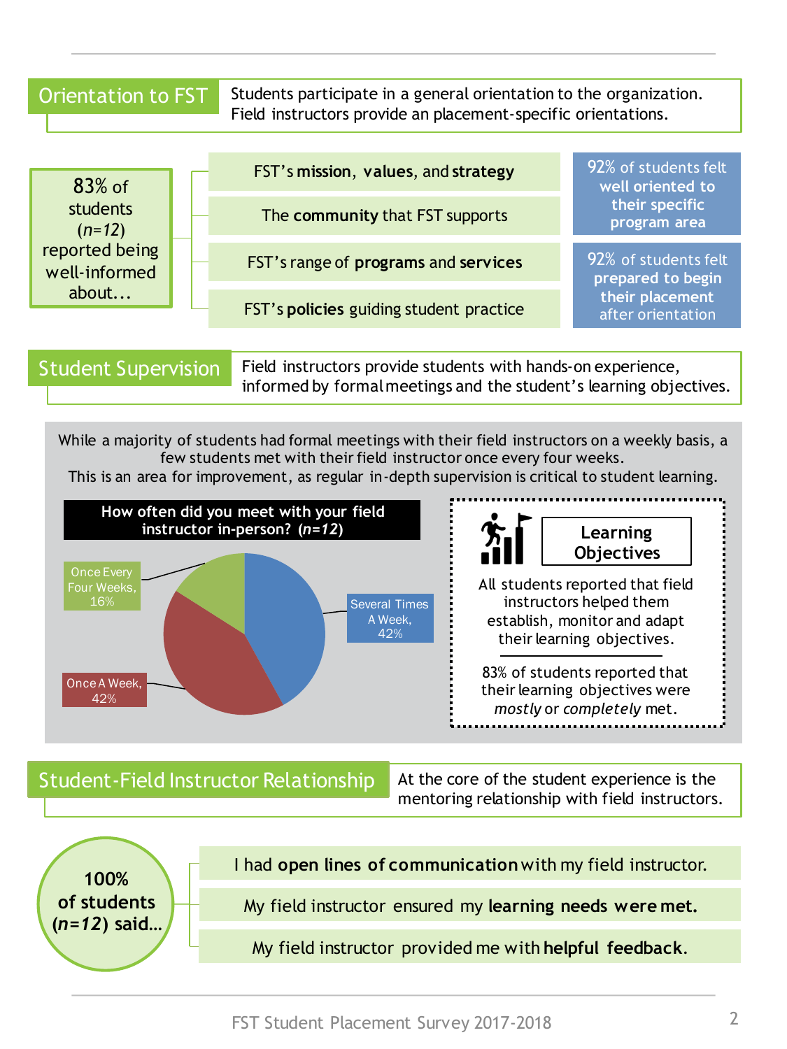## Orientation to FST

Students participate in a general orientation to the organization. Field instructors provide an placement-specific orientations.

83% of students (*n=12*) reported being well-informed about…

- FST's **mission**, **values**, and **strategy**
- The **community** that FST supports
- FST's range of **programs** and **services**
- FST's **policies** guiding student practice

92% of students felt **well oriented to their specific program area**

92% of students felt **prepared to begin their placement** after orientation

## Student Supervision

Field instructors provide students with hands-on experience, informed by formal meetings and the student's learning objectives.

While a majority of students had formal meetings with their field instructors on a weekly basis, a few students met with their field instructor once every four weeks. This is an area for improvement, as regular in-depth supervision is critical to student learning.

**How often did you meet with your field instructor in-person? (*n=12*)**

| Response | Percentage |
|---|---|
| Several Times A Week | 42% |
| Once A Week | 42% |
| Once Every Four Weeks | 16% |

### Learning Objectives

All students reported that field instructors helped them establish, monitor and adapt their learning objectives.

83% of students reported that their learning objectives were *mostly* or *completely* met.

## Student-Field Instructor Relationship

At the core of the student experience is the mentoring relationship with field instructors.

**100% of students (*n=12*) said…**

- I had **open lines of communication** with my field instructor.
- My field instructor ensured my **learning needs were met.**
- My field instructor provided me with **helpful feedback**.

FST Student Placement Survey 2017-2018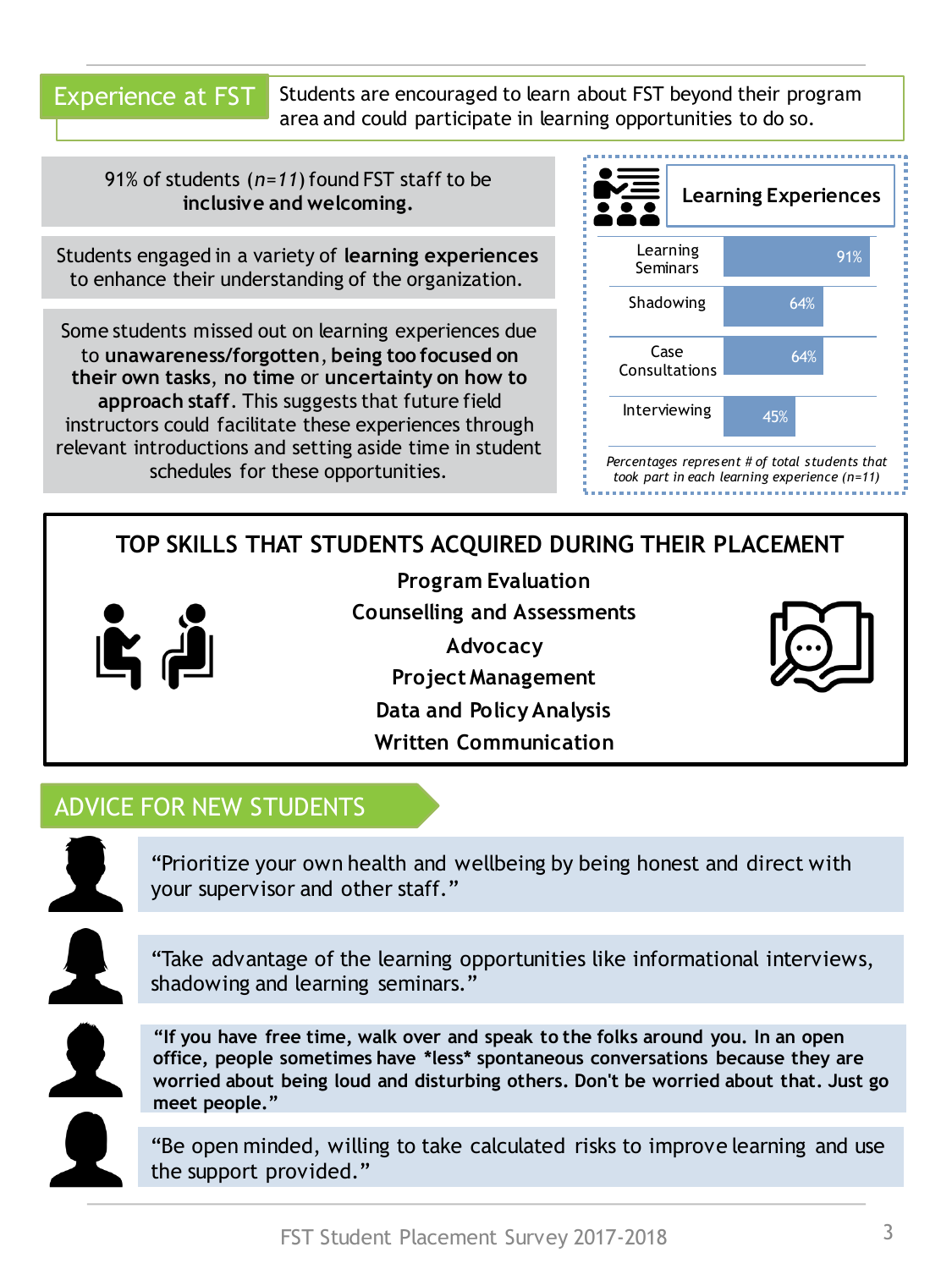## Experience at FST

Students are encouraged to learn about FST beyond their program area and could participate in learning opportunities to do so.

91% of students (*n=11*) found FST staff to be **inclusive and welcoming.**

Students engaged in a variety of **learning experiences** to enhance their understanding of the organization.

Some students missed out on learning experiences due to **unawareness/forgotten**, **being too focused on their own tasks**, **no time** or **uncertainty on how to approach staff**. This suggests that future field instructors could facilitate these experiences through relevant introductions and setting aside time in student schedules for these opportunities.

### Learning Experiences

| Learning Experience | % |
| --- | --- |
| Learning Seminars | 91% |
| Shadowing | 64% |
| Case Consultations | 64% |
| Interviewing | 45% |

*Percentages represent # of total students that took part in each learning experience (n=11)*

## TOP SKILLS THAT STUDENTS ACQUIRED DURING THEIR PLACEMENT

**Program Evaluation**
**Counselling and Assessments**
**Advocacy**
**Project Management**
**Data and Policy Analysis**
**Written Communication**

## ADVICE FOR NEW STUDENTS

"Prioritize your own health and wellbeing by being honest and direct with your supervisor and other staff."

"Take advantage of the learning opportunities like informational interviews, shadowing and learning seminars."

**"If you have free time, walk over and speak to the folks around you. In an open office, people sometimes have *less* spontaneous conversations because they are worried about being loud and disturbing others. Don't be worried about that. Just go meet people."**

"Be open minded, willing to take calculated risks to improve learning and use the support provided."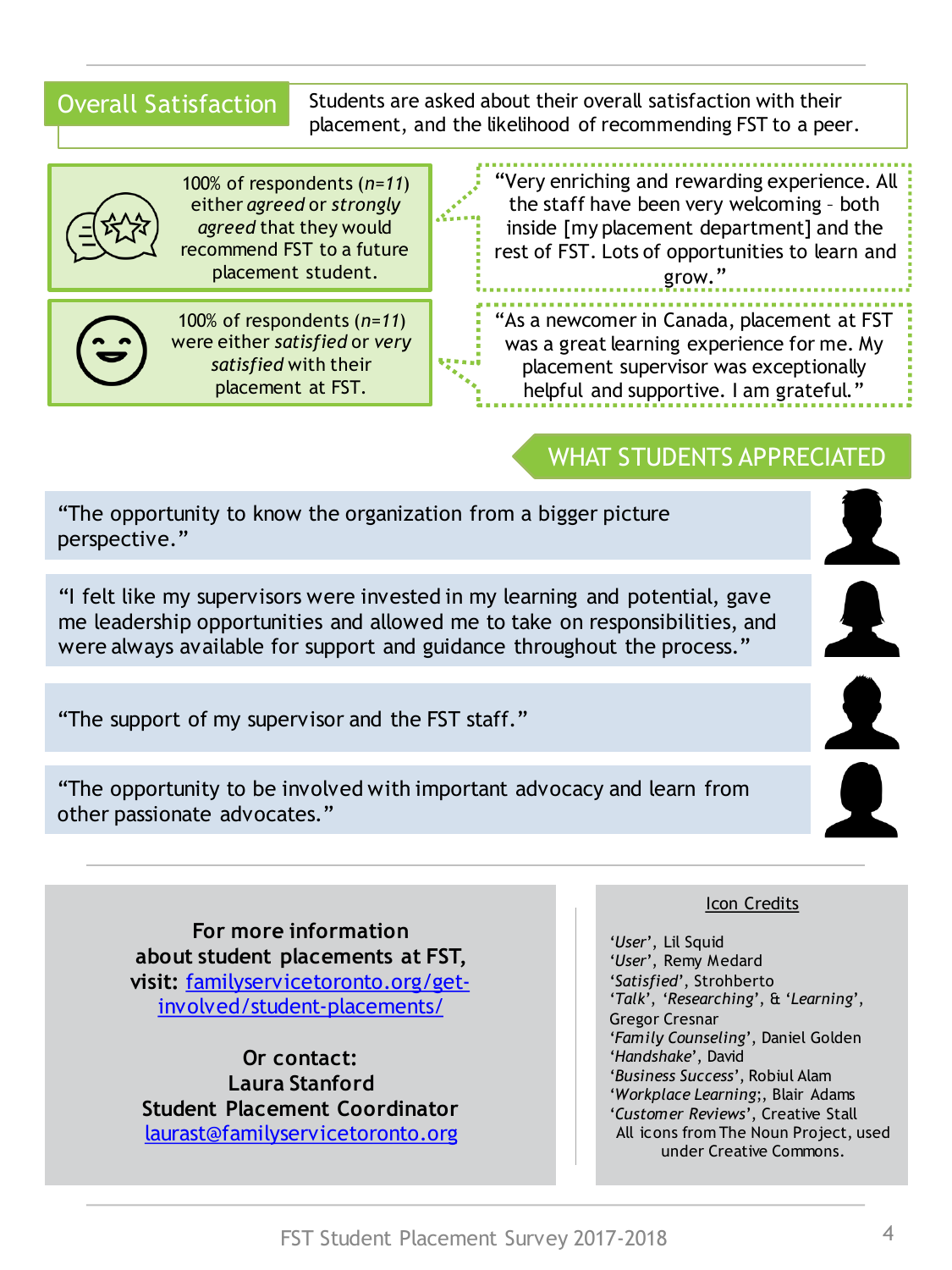## Overall Satisfaction

Students are asked about their overall satisfaction with their placement, and the likelihood of recommending FST to a peer.

100% of respondents (*n=11*) either *agreed* or *strongly agreed* that they would recommend FST to a future placement student.

"Very enriching and rewarding experience. All the staff have been very welcoming – both inside [my placement department] and the rest of FST. Lots of opportunities to learn and grow."

100% of respondents (*n=11*) were either *satisfied* or *very satisfied* with their placement at FST.

"As a newcomer in Canada, placement at FST was a great learning experience for me. My placement supervisor was exceptionally helpful and supportive. I am grateful."

## WHAT STUDENTS APPRECIATED

"The opportunity to know the organization from a bigger picture perspective."

"I felt like my supervisors were invested in my learning and potential, gave me leadership opportunities and allowed me to take on responsibilities, and were always available for support and guidance throughout the process."

"The support of my supervisor and the FST staff."

"The opportunity to be involved with important advocacy and learn from other passionate advocates."

**For more information about student placements at FST, visit:** [familyservicetoronto.org/get-involved/student-placements/](familyservicetoronto.org/get-involved/student-placements/)

**Or contact:**
**Laura Stanford**
**Student Placement Coordinator**
[laurast@familyservicetoronto.org](mailto:laurast@familyservicetoronto.org)

Icon Credits

'*User*', Lil Squid
'*User*', Remy Medard
'*Satisfied*', Strohberto
'*Talk*', '*Researching*', & '*Learning*', Gregor Cresnar
'*Family Counseling*', Daniel Golden
'*Handshake*', David
'*Business Success*', Robiul Alam
'*Workplace Learning*;, Blair Adams
'*Customer Reviews*', Creative Stall
All icons from The Noun Project, used under Creative Commons.